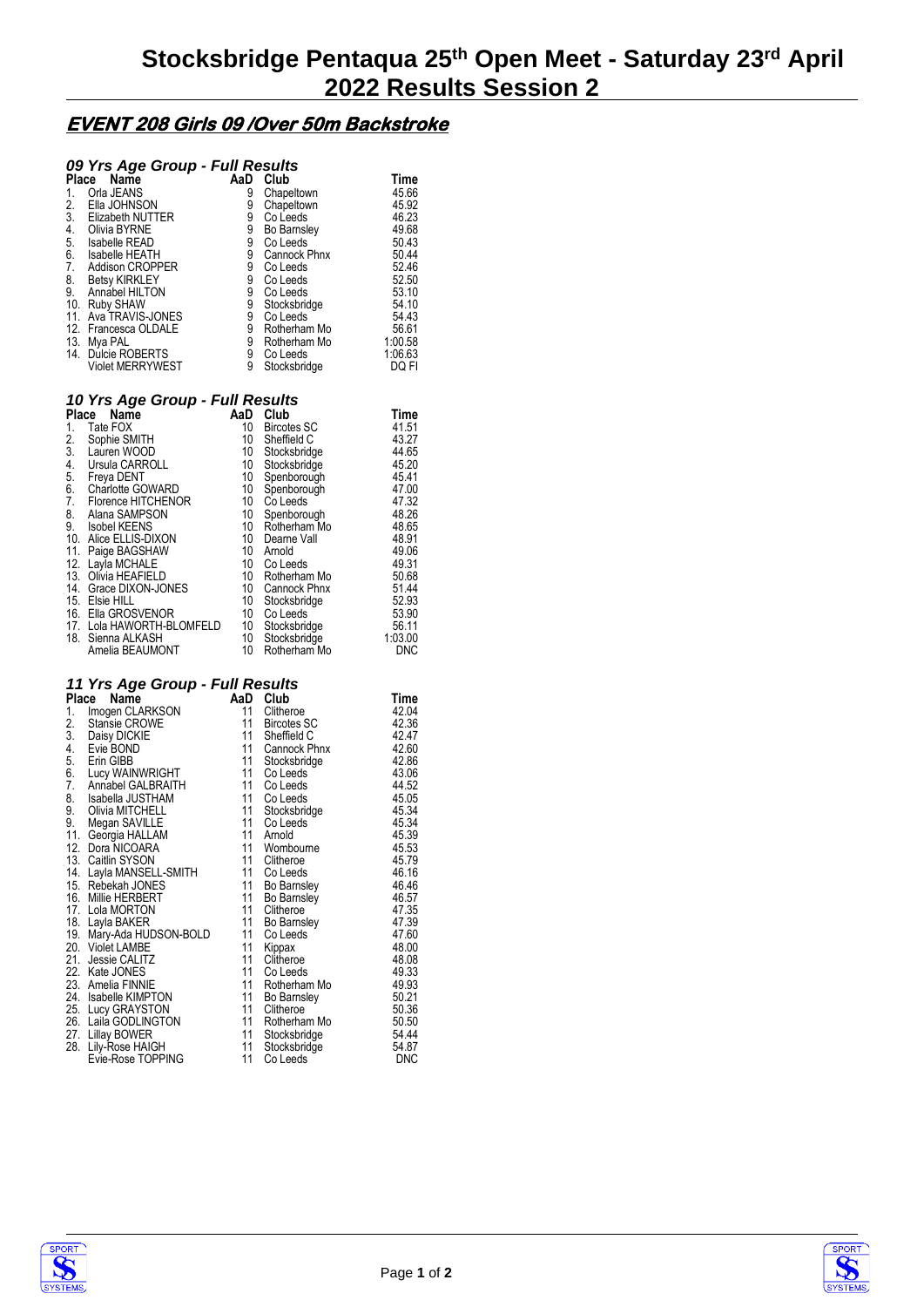# Stocksbridge Pentaqua 25th Open Meet - Saturday 23rd April 2022 Results Session 2

## EVENT 208 Girls 09 /Over 50m Backstroke

### 09 Yrs Age Group - Full Results

| Place | Name | AaD | Club | Time |
|---|---|---|---|---|
| 1. | Orla JEANS | 9 | Chapeltown | 45.66 |
| 2. | Ella JOHNSON | 9 | Chapeltown | 45.92 |
| 3. | Elizabeth NUTTER | 9 | Co Leeds | 46.23 |
| 4. | Olivia BYRNE | 9 | Bo Barnsley | 49.68 |
| 5. | Isabelle READ | 9 | Co Leeds | 50.43 |
| 6. | Isabelle HEATH | 9 | Cannock Phnx | 50.44 |
| 7. | Addison CROPPER | 9 | Co Leeds | 52.46 |
| 8. | Betsy KIRKLEY | 9 | Co Leeds | 52.50 |
| 9. | Annabel HILTON | 9 | Co Leeds | 53.10 |
| 10. | Ruby SHAW | 9 | Stocksbridge | 54.10 |
| 11. | Ava TRAVIS-JONES | 9 | Co Leeds | 54.43 |
| 12. | Francesca OLDALE | 9 | Rotherham Mo | 56.61 |
| 13. | Mya PAL | 9 | Rotherham Mo | 1:00.58 |
| 14. | Dulcie ROBERTS | 9 | Co Leeds | 1:06.63 |
| | Violet MERRYWEST | 9 | Stocksbridge | DQ FI |

### 10 Yrs Age Group - Full Results

| Place | Name | AaD | Club | Time |
|---|---|---|---|---|
| 1. | Tate FOX | 10 | Bircotes SC | 41.51 |
| 2. | Sophie SMITH | 10 | Sheffield C | 43.27 |
| 3. | Lauren WOOD | 10 | Stocksbridge | 44.65 |
| 4. | Ursula CARROLL | 10 | Stocksbridge | 45.20 |
| 5. | Freya DENT | 10 | Spenborough | 45.41 |
| 6. | Charlotte GOWARD | 10 | Spenborough | 47.00 |
| 7. | Florence HITCHENOR | 10 | Co Leeds | 47.32 |
| 8. | Alana SAMPSON | 10 | Spenborough | 48.26 |
| 9. | Isobel KEENS | 10 | Rotherham Mo | 48.65 |
| 10. | Alice ELLIS-DIXON | 10 | Dearne Vall | 48.91 |
| 11. | Paige BAGSHAW | 10 | Arnold | 49.06 |
| 12. | Layla MCHALE | 10 | Co Leeds | 49.31 |
| 13. | Olivia HEAFIELD | 10 | Rotherham Mo | 50.68 |
| 14. | Grace DIXON-JONES | 10 | Cannock Phnx | 51.44 |
| 15. | Elsie HILL | 10 | Stocksbridge | 52.93 |
| 16. | Ella GROSVENOR | 10 | Co Leeds | 53.90 |
| 17. | Lola HAWORTH-BLOMFELD | 10 | Stocksbridge | 56.11 |
| 18. | Sienna ALKASH | 10 | Stocksbridge | 1:03.00 |
| | Amelia BEAUMONT | 10 | Rotherham Mo | DNC |

### 11 Yrs Age Group - Full Results

| Place | Name | AaD | Club | Time |
|---|---|---|---|---|
| 1. | Imogen CLARKSON | 11 | Clitheroe | 42.04 |
| 2. | Stansie CROWE | 11 | Bircotes SC | 42.36 |
| 3. | Daisy DICKIE | 11 | Sheffield C | 42.47 |
| 4. | Evie BOND | 11 | Cannock Phnx | 42.60 |
| 5. | Erin GIBB | 11 | Stocksbridge | 42.86 |
| 6. | Lucy WAINWRIGHT | 11 | Co Leeds | 43.06 |
| 7. | Annabel GALBRAITH | 11 | Co Leeds | 44.52 |
| 8. | Isabella JUSTHAM | 11 | Co Leeds | 45.05 |
| 9. | Olivia MITCHELL | 11 | Stocksbridge | 45.34 |
| 9. | Megan SAVILLE | 11 | Co Leeds | 45.34 |
| 11. | Georgia HALLAM | 11 | Arnold | 45.39 |
| 12. | Dora NICOARA | 11 | Wombourne | 45.53 |
| 13. | Caitlin SYSON | 11 | Clitheroe | 45.79 |
| 14. | Layla MANSELL-SMITH | 11 | Co Leeds | 46.16 |
| 15. | Rebekah JONES | 11 | Bo Barnsley | 46.46 |
| 16. | Millie HERBERT | 11 | Bo Barnsley | 46.57 |
| 17. | Lola MORTON | 11 | Clitheroe | 47.35 |
| 18. | Layla BAKER | 11 | Bo Barnsley | 47.39 |
| 19. | Mary-Ada HUDSON-BOLD | 11 | Co Leeds | 47.60 |
| 20. | Violet LAMBE | 11 | Kippax | 48.00 |
| 21. | Jessie CALITZ | 11 | Clitheroe | 48.08 |
| 22. | Kate JONES | 11 | Co Leeds | 49.33 |
| 23. | Amelia FINNIE | 11 | Rotherham Mo | 49.93 |
| 24. | Isabelle KIMPTON | 11 | Bo Barnsley | 50.21 |
| 25. | Lucy GRAYSTON | 11 | Clitheroe | 50.36 |
| 26. | Laila GODLINGTON | 11 | Rotherham Mo | 50.50 |
| 27. | Lillay BOWER | 11 | Stocksbridge | 54.44 |
| 28. | Lily-Rose HAIGH | 11 | Stocksbridge | 54.87 |
| | Evie-Rose TOPPING | 11 | Co Leeds | DNC |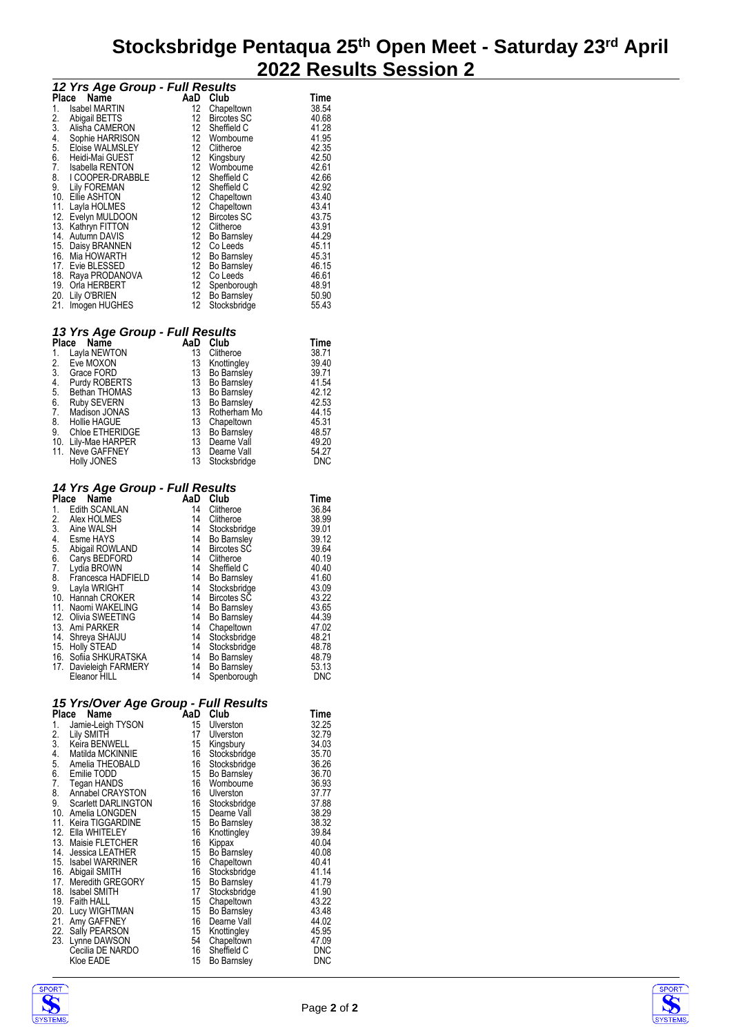# Stocksbridge Pentaqua 25th Open Meet - Saturday 23rd April 2022 Results Session 2

### *12 Yrs Age Group - Full Results*

| Place | Name | AaD | Club | Time |
|---|---|---|---|---|
| 1. | Isabel MARTIN | 12 | Chapeltown | 38.54 |
| 2. | Abigail BETTS | 12 | Bircotes SC | 40.68 |
| 3. | Alisha CAMERON | 12 | Sheffield C | 41.28 |
| 4. | Sophie HARRISON | 12 | Wombourne | 41.95 |
| 5. | Eloise WALMSLEY | 12 | Clitheroe | 42.35 |
| 6. | Heidi-Mai GUEST | 12 | Kingsbury | 42.50 |
| 7. | Isabella RENTON | 12 | Wombourne | 42.61 |
| 8. | I COOPER-DRABBLE | 12 | Sheffield C | 42.66 |
| 9. | Lily FOREMAN | 12 | Sheffield C | 42.92 |
| 10. | Ellie ASHTON | 12 | Chapeltown | 43.40 |
| 11. | Layla HOLMES | 12 | Chapeltown | 43.41 |
| 12. | Evelyn MULDOON | 12 | Bircotes SC | 43.75 |
| 13. | Kathryn FITTON | 12 | Clitheroe | 43.91 |
| 14. | Autumn DAVIS | 12 | Bo Barnsley | 44.29 |
| 15. | Daisy BRANNEN | 12 | Co Leeds | 45.11 |
| 16. | Mia HOWARTH | 12 | Bo Barnsley | 45.31 |
| 17. | Evie BLESSED | 12 | Bo Barnsley | 46.15 |
| 18. | Raya PRODANOVA | 12 | Co Leeds | 46.61 |
| 19. | Orla HERBERT | 12 | Spenborough | 48.91 |
| 20. | Lily O'BRIEN | 12 | Bo Barnsley | 50.90 |
| 21. | Imogen HUGHES | 12 | Stocksbridge | 55.43 |

### *13 Yrs Age Group - Full Results*

| Place | Name | AaD | Club | Time |
|---|---|---|---|---|
| 1. | Layla NEWTON | 13 | Clitheroe | 38.71 |
| 2. | Eve MOXON | 13 | Knottingley | 39.40 |
| 3. | Grace FORD | 13 | Bo Barnsley | 39.71 |
| 4. | Purdy ROBERTS | 13 | Bo Barnsley | 41.54 |
| 5. | Bethan THOMAS | 13 | Bo Barnsley | 42.12 |
| 6. | Ruby SEVERN | 13 | Bo Barnsley | 42.53 |
| 7. | Madison JONAS | 13 | Rotherham Mo | 44.15 |
| 8. | Hollie HAGUE | 13 | Chapeltown | 45.31 |
| 9. | Chloe ETHERIDGE | 13 | Bo Barnsley | 48.57 |
| 10. | Lily-Mae HARPER | 13 | Dearne Vall | 49.20 |
| 11. | Neve GAFFNEY | 13 | Dearne Vall | 54.27 |
| | Holly JONES | 13 | Stocksbridge | DNC |

### *14 Yrs Age Group - Full Results*

| Place | Name | AaD | Club | Time |
|---|---|---|---|---|
| 1. | Edith SCANLAN | 14 | Clitheroe | 36.84 |
| 2. | Alex HOLMES | 14 | Clitheroe | 38.99 |
| 3. | Aine WALSH | 14 | Stocksbridge | 39.01 |
| 4. | Esme HAYS | 14 | Bo Barnsley | 39.12 |
| 5. | Abigail ROWLAND | 14 | Bircotes SC | 39.64 |
| 6. | Carys BEDFORD | 14 | Clitheroe | 40.19 |
| 7. | Lydia BROWN | 14 | Sheffield C | 40.40 |
| 8. | Francesca HADFIELD | 14 | Bo Barnsley | 41.60 |
| 9. | Layla WRIGHT | 14 | Stocksbridge | 43.09 |
| 10. | Hannah CROKER | 14 | Bircotes SC | 43.22 |
| 11. | Naomi WAKELING | 14 | Bo Barnsley | 43.65 |
| 12. | Olivia SWEETING | 14 | Bo Barnsley | 44.39 |
| 13. | Ami PARKER | 14 | Chapeltown | 47.02 |
| 14. | Shreya SHAIJU | 14 | Stocksbridge | 48.21 |
| 15. | Holly STEAD | 14 | Stocksbridge | 48.78 |
| 16. | Sofiia SHKURATSKA | 14 | Bo Barnsley | 48.79 |
| 17. | Davieleigh FARMERY | 14 | Bo Barnsley | 53.13 |
| | Eleanor HILL | 14 | Spenborough | DNC |

### *15 Yrs/Over Age Group - Full Results*

| Place | Name | AaD | Club | Time |
|---|---|---|---|---|
| 1. | Jamie-Leigh TYSON | 15 | Ulverston | 32.25 |
| 2. | Lily SMITH | 17 | Ulverston | 32.79 |
| 3. | Keira BENWELL | 15 | Kingsbury | 34.03 |
| 4. | Matilda MCKINNIE | 16 | Stocksbridge | 35.70 |
| 5. | Amelia THEOBALD | 16 | Stocksbridge | 36.26 |
| 6. | Emilie TODD | 15 | Bo Barnsley | 36.70 |
| 7. | Tegan HANDS | 16 | Wombourne | 36.93 |
| 8. | Annabel CRAYSTON | 16 | Ulverston | 37.77 |
| 9. | Scarlett DARLINGTON | 16 | Stocksbridge | 37.88 |
| 10. | Amelia LONGDEN | 15 | Dearne Vall | 38.29 |
| 11. | Keira TIGGARDINE | 15 | Bo Barnsley | 38.32 |
| 12. | Ella WHITELEY | 16 | Knottingley | 39.84 |
| 13. | Maisie FLETCHER | 16 | Kippax | 40.04 |
| 14. | Jessica LEATHER | 15 | Bo Barnsley | 40.08 |
| 15. | Isabel WARRINER | 16 | Chapeltown | 40.41 |
| 16. | Abigail SMITH | 16 | Stocksbridge | 41.14 |
| 17. | Meredith GREGORY | 15 | Bo Barnsley | 41.79 |
| 18. | Isabel SMITH | 17 | Stocksbridge | 41.90 |
| 19. | Faith HALL | 15 | Chapeltown | 43.22 |
| 20. | Lucy WIGHTMAN | 15 | Bo Barnsley | 43.48 |
| 21. | Amy GAFFNEY | 16 | Dearne Vall | 44.02 |
| 22. | Sally PEARSON | 15 | Knottingley | 45.95 |
| 23. | Lynne DAWSON | 54 | Chapeltown | 47.09 |
| | Cecilia DE NARDO | 16 | Sheffield C | DNC |
| | Kloe EADE | 15 | Bo Barnsley | DNC |